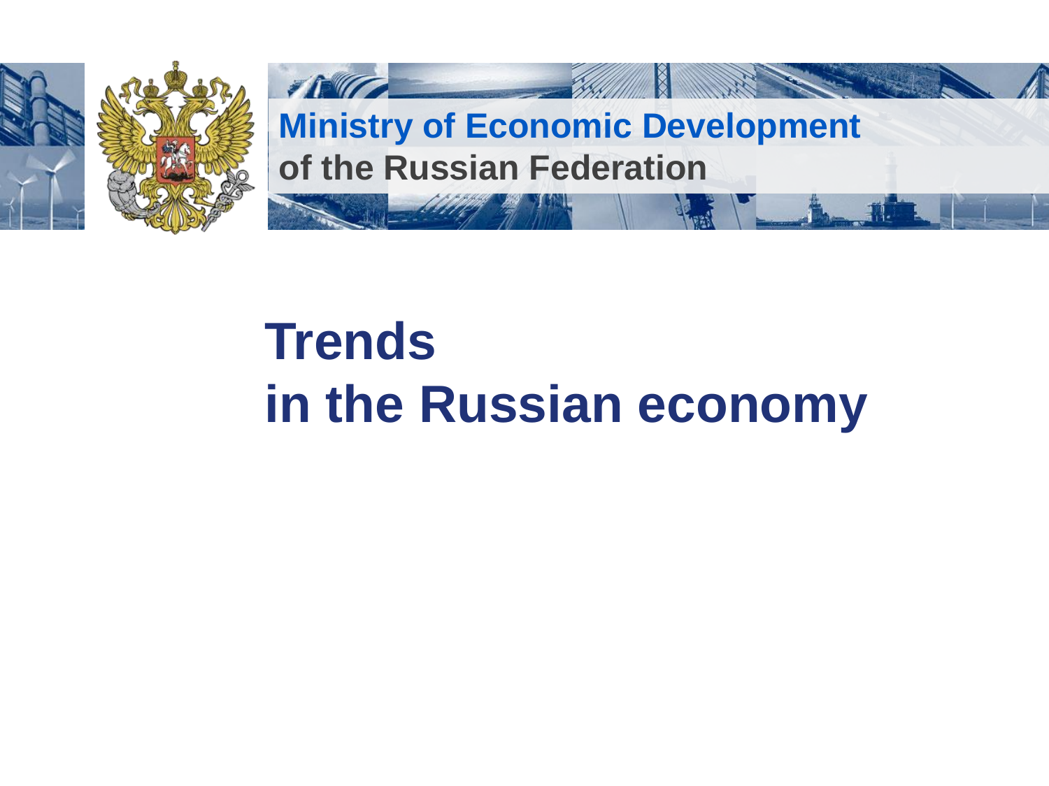**Ministry of Economic Development**
**of the Russian Federation**

# Trends in the Russian economy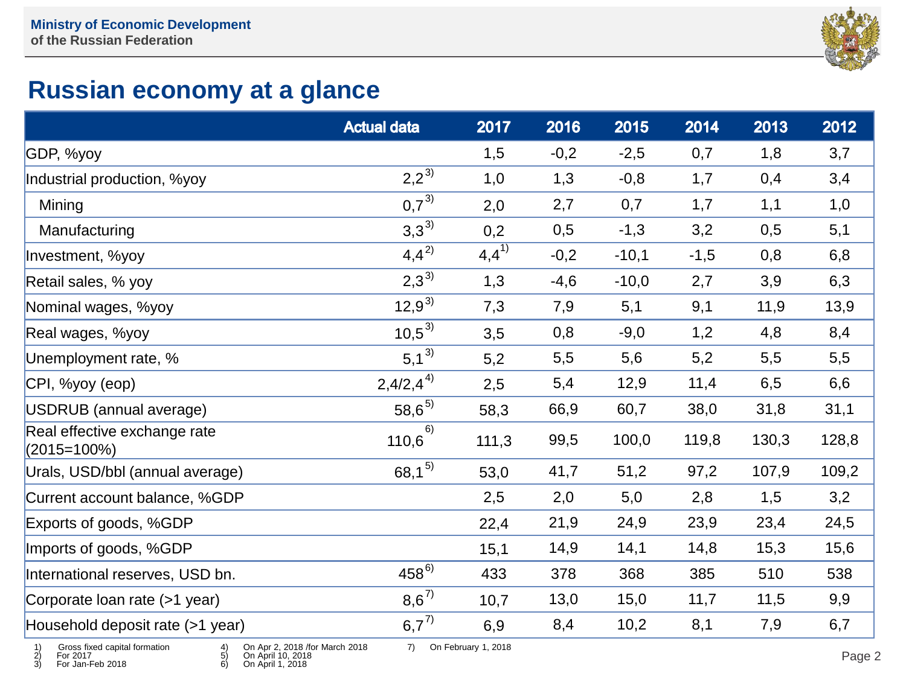# Russian economy at a glance

| | Actual data | 2017 | 2016 | 2015 | 2014 | 2013 | 2012 |
|---|---|---|---|---|---|---|---|
| GDP, %yoy | | 1,5 | -0,2 | -2,5 | 0,7 | 1,8 | 3,7 |
| Industrial production, %yoy | 2,2 [3) ] | 1,0 | 1,3 | -0,8 | 1,7 | 0,4 | 3,4 |
| Mining | 0,7 [3)] | 2,0 | 2,7 | 0,7 | 1,7 | 1,1 | 1,0 |
| Manufacturing | 3,3 [3)] | 0,2 | 0,5 | -1,3 | 3,2 | 0,5 | 5,1 |
| Investment, %yoy | 4,4 [2)] | 4,4 [1)] | -0,2 | -10,1 | -1,5 | 0,8 | 6,8 |
| Retail sales, % yoy | 2,3 [3)] | 1,3 | -4,6 | -10,0 | 2,7 | 3,9 | 6,3 |
| Nominal wages, %yoy | 12,9 [3)] | 7,3 | 7,9 | 5,1 | 9,1 | 11,9 | 13,9 |
| Real wages, %yoy | 10,5 [3)] | 3,5 | 0,8 | -9,0 | 1,2 | 4,8 | 8,4 |
| Unemployment rate, % | 5,1 [3)] | 5,2 | 5,5 | 5,6 | 5,2 | 5,5 | 5,5 |
| CPI, %yoy (eop) | 2,4/2,4 [4)] | 2,5 | 5,4 | 12,9 | 11,4 | 6,5 | 6,6 |
| USDRUB (annual average) | 58,6 [5)] | 58,3 | 66,9 | 60,7 | 38,0 | 31,8 | 31,1 |
| Real effective exchange rate (2015=100%) | 110,6 [6)] | 111,3 | 99,5 | 100,0 | 119,8 | 130,3 | 128,8 |
| Urals, USD/bbl (annual average) | 68,1 [5)] | 53,0 | 41,7 | 51,2 | 97,2 | 107,9 | 109,2 |
| Current account balance, %GDP | | 2,5 | 2,0 | 5,0 | 2,8 | 1,5 | 3,2 |
| Exports of goods, %GDP | | 22,4 | 21,9 | 24,9 | 23,9 | 23,4 | 24,5 |
| Imports of goods, %GDP | | 15,1 | 14,9 | 14,1 | 14,8 | 15,3 | 15,6 |
| International reserves, USD bn. | 458 [6)] | 433 | 378 | 368 | 385 | 510 | 538 |
| Corporate loan rate (>1 year) | 8,6 [7)] | 10,7 | 13,0 | 15,0 | 11,7 | 11,5 | 9,9 |
| Household deposit rate (>1 year) | 6,7 [7)] | 6,9 | 8,4 | 10,2 | 8,1 | 7,9 | 6,7 |

1) Gross fixed capital formation
2) For 2017
3) For Jan-Feb 2018
4) On Apr 2, 2018 /for March 2018
5) On April 10, 2018
6) On April 1, 2018
7) On February 1, 2018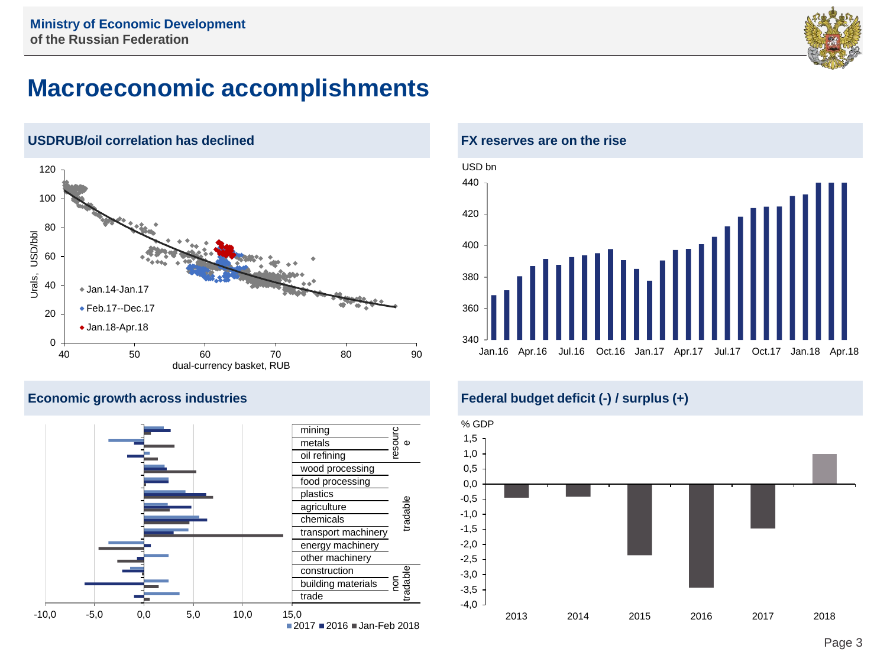# Macroeconomic accomplishments

## USDRUB/oil correlation has declined

Urals, USD/bbl

dual-currency basket, RUB

- Jan.14-Jan.17
- Feb.17--Dec.17
- Jan.18-Apr.18

## FX reserves are on the rise

USD bn

## Economic growth across industries

| Industry | Group |
|---|---|
| mining | resource |
| metals | resource |
| oil refining | resource |
| wood processing | tradable |
| food processing | tradable |
| plastics | tradable |
| agriculture | tradable |
| chemicals | tradable |
| transport machinery | tradable |
| energy machinery | tradable |
| other machinery | tradable |
| construction | non tradable |
| building materials | non tradable |
| trade | non tradable |

2017 / 2016 / Jan-Feb 2018

## Federal budget deficit (-) / surplus (+)

% GDP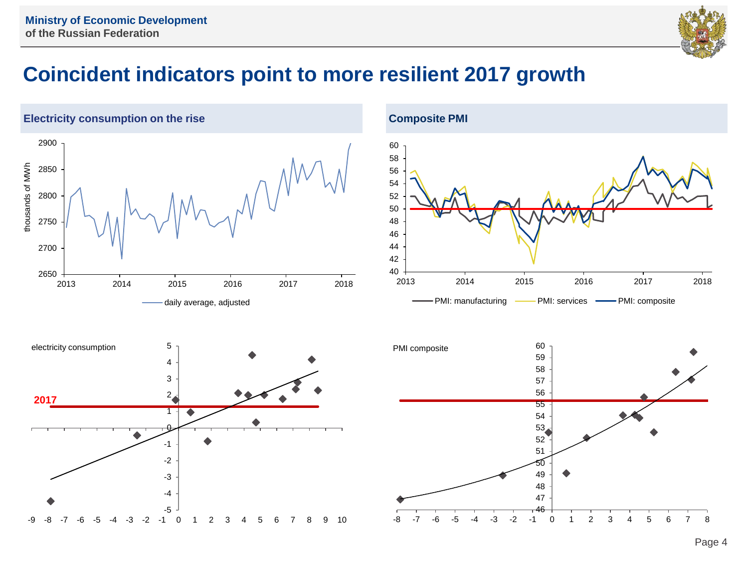# Coincident indicators point to more resilient 2017 growth

### Electricity consumption on the rise

thousands of MWh

daily average, adjusted

### Composite PMI

PMI: manufacturing — PMI: services — PMI: composite

electricity consumption

2017

PMI composite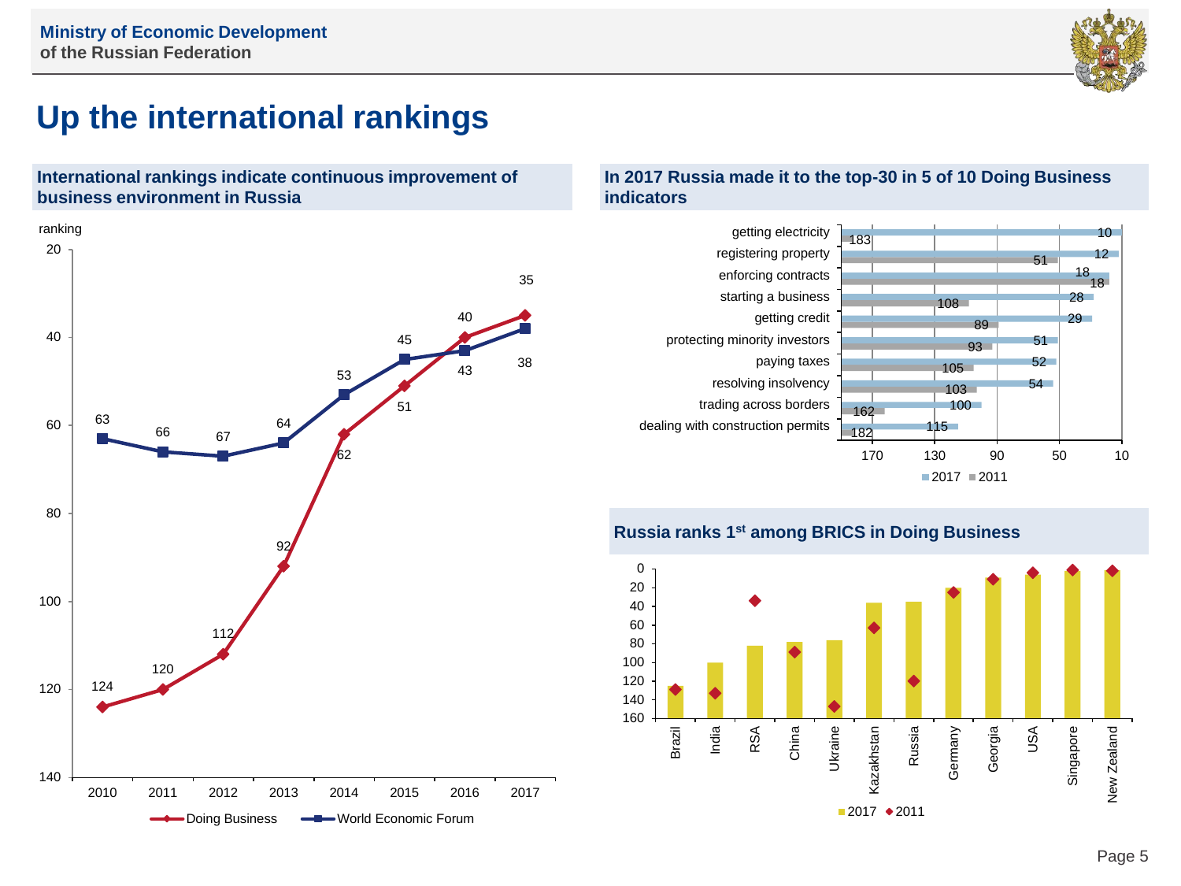# Up the international rankings

## International rankings indicate continuous improvement of business environment in Russia

ranking

| Year | Doing Business | World Economic Forum |
|---|---|---|
| 2010 | 124 | 63 |
| 2011 | 120 | 66 |
| 2012 | 112 | 67 |
| 2013 | 92 | 64 |
| 2014 | 62 | 53 |
| 2015 | 51 | 45 |
| 2016 | 40 | 43 |
| 2017 | 35 | 38 |

## In 2017 Russia made it to the top-30 in 5 of 10 Doing Business indicators

| Indicator | 2017 | 2011 |
|---|---|---|
| getting electricity | 10 | 183 |
| registering property | 12 | 51 |
| enforcing contracts | 18 | 18 |
| starting a business | 28 | 108 |
| getting credit | 29 | 89 |
| protecting minority investors | 51 | 93 |
| paying taxes | 52 | 105 |
| resolving insolvency | 54 | 103 |
| trading across borders | 100 | 162 |
| dealing with construction permits | 115 | 182 |

## Russia ranks 1[st] among BRICS in Doing Business

Countries (2017 / 2011): Brazil, India, RSA, China, Ukraine, Kazakhstan, Russia, Germany, Georgia, USA, Singapore, New Zealand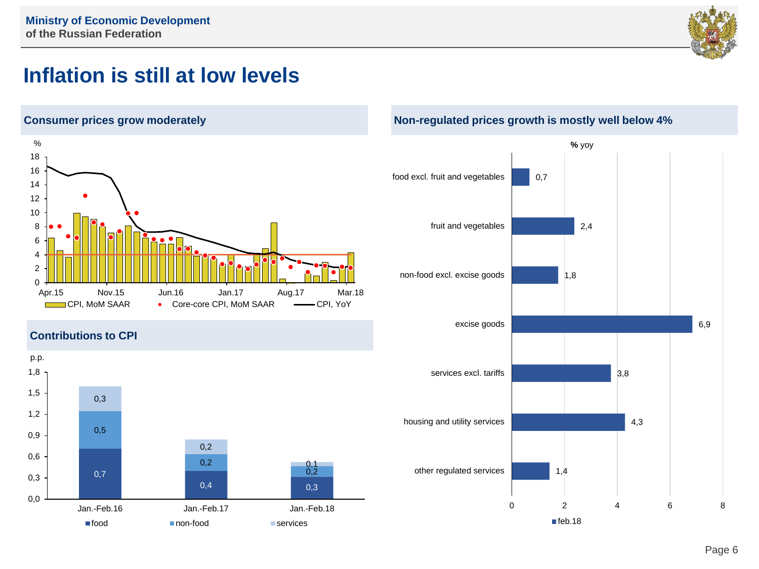# Inflation is still at low levels

## Consumer prices grow moderately

%

Legend: CPI, MoM SAAR; Core-core CPI, MoM SAAR; CPI, YoY

X-axis: Apr.15, Nov.15, Jun.16, Jan.17, Aug.17, Mar.18

## Contributions to CPI

p.p.

| | food | non-food | services |
|---|---|---|---|
| Jan.-Feb.16 | 0,7 | 0,5 | 0,3 |
| Jan.-Feb.17 | 0,4 | 0,2 | 0,2 |
| Jan.-Feb.18 | 0,3 | 0,2 | 0,1 |

## Non-regulated prices growth is mostly well below 4%

**%** yoy

| | feb.18 |
|---|---|
| food excl. fruit and vegetables | 0,7 |
| fruit and vegetables | 2,4 |
| non-food excl. excise goods | 1,8 |
| excise goods | 6,9 |
| services excl. tariffs | 3,8 |
| housing and utility services | 4,3 |
| other regulated services | 1,4 |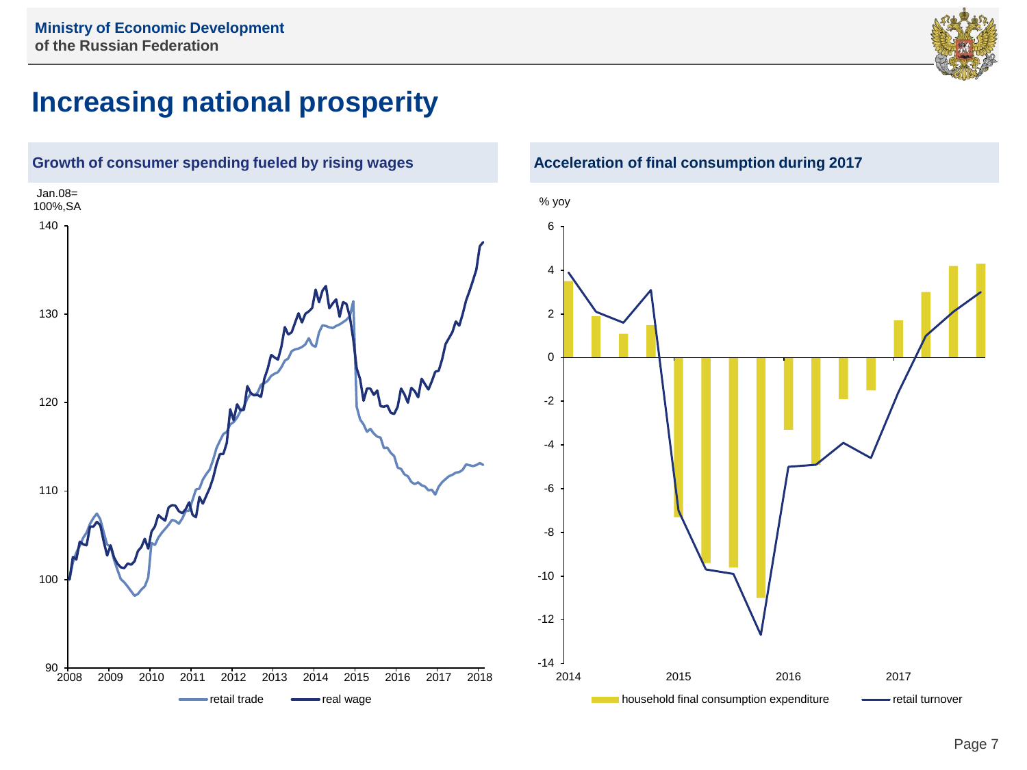# Increasing national prosperity

## Growth of consumer spending fueled by rising wages

Jan.08= 100%,SA

140
130
120
110
100
90

2008 2009 2010 2011 2012 2013 2014 2015 2016 2017 2018

retail trade real wage

## Acceleration of final consumption during 2017

% yoy

6
4
2
0
-2
-4
-6
-8
-10
-12
-14

2014 2015 2016 2017

household final consumption expenditure retail turnover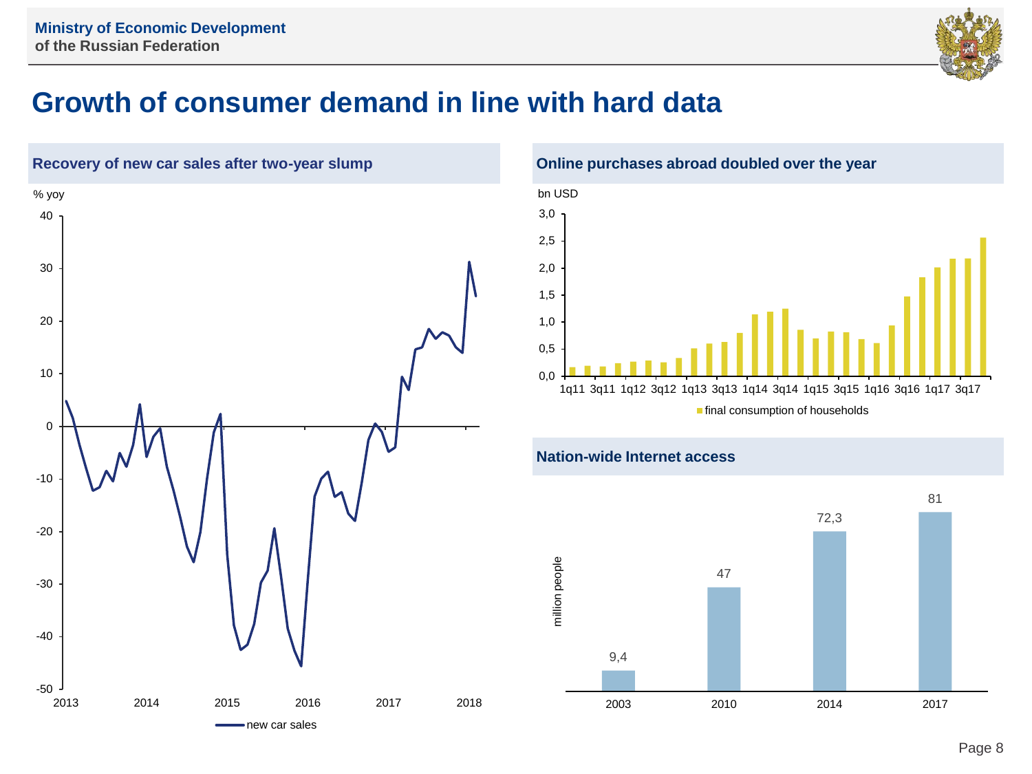# Growth of consumer demand in line with hard data

## Recovery of new car sales after two-year slump

% yoy

40
30
20
10
0
-10
-20
-30
-40
-50

2013 2014 2015 2016 2017 2018

new car sales

## Online purchases abroad doubled over the year

bn USD

3,0
2,5
2,0
1,5
1,0
0,5
0,0

1q11 3q11 1q12 3q12 1q13 3q13 1q14 3q14 1q15 3q15 1q16 3q16 1q17 3q17

final consumption of households

## Nation-wide Internet access

million people

| 2003 | 2010 | 2014 | 2017 |
| --- | --- | --- | --- |
| 9,4 | 47 | 72,3 | 81 |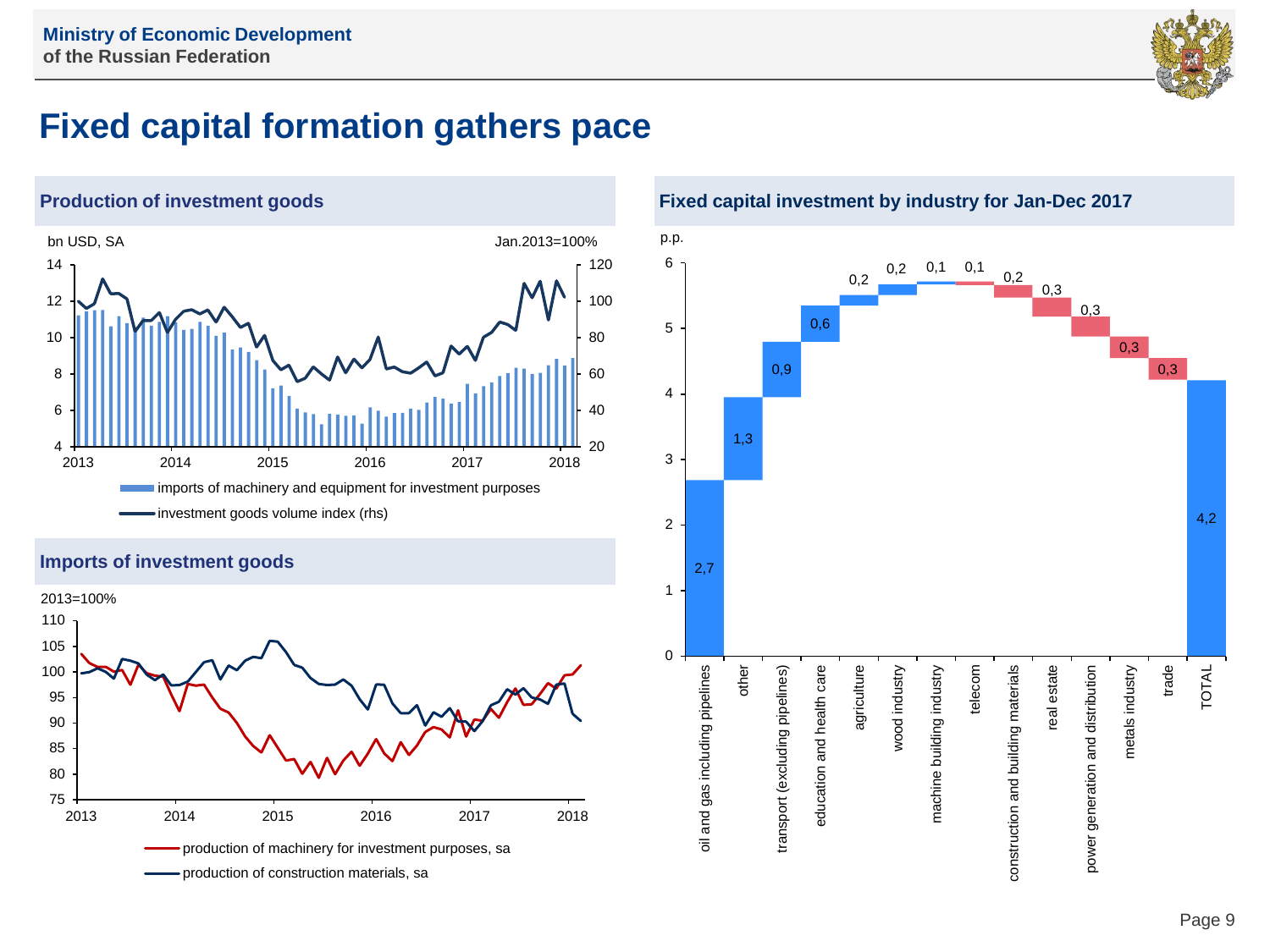# Fixed capital formation gathers pace

## Production of investment goods

bn USD, SA — Jan.2013=100%

- imports of machinery and equipment for investment purposes
- investment goods volume index (rhs)

## Imports of investment goods

2013=100%

- production of machinery for investment purposes, sa
- production of construction materials, sa

## Fixed capital investment by industry for Jan-Dec 2017

p.p.

| Industry | Contribution, p.p. |
|---|---|
| oil and gas including pipelines | 2,7 |
| other | 1,3 |
| transport (excluding pipelines) | 0,9 |
| education and health care | 0,6 |
| agriculture | 0,2 |
| wood industry | 0,2 |
| machine building industry | 0,1 |
| telecom | -0,1 |
| construction and building materials | -0,2 |
| real estate | -0,3 |
| power generation and distribution | -0,3 |
| metals industry | -0,3 |
| trade | -0,3 |
| TOTAL | 4,2 |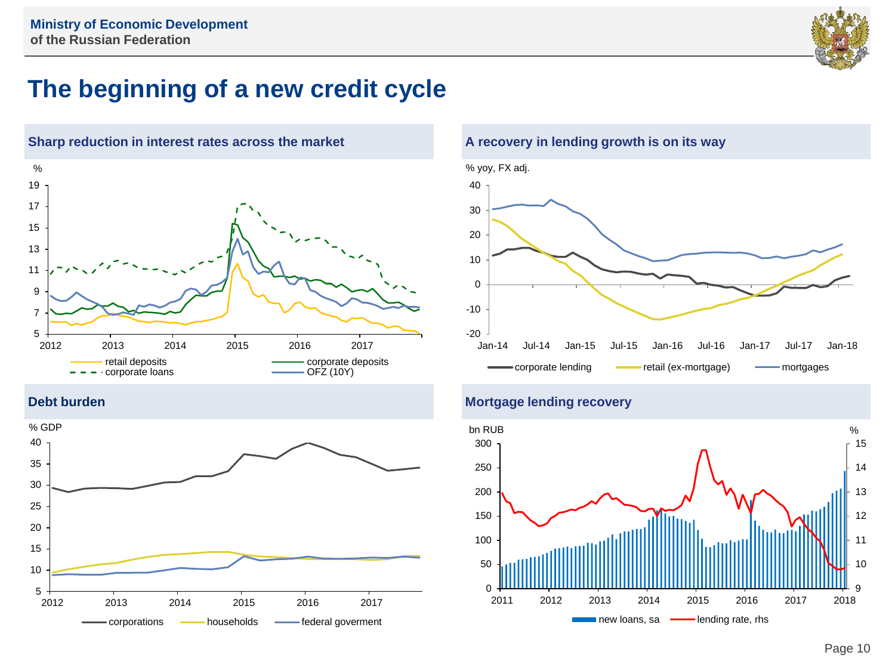# The beginning of a new credit cycle

## Sharp reduction in interest rates across the market

%

19, 17, 15, 13, 11, 9, 7, 5

2012, 2013, 2014, 2015, 2016, 2017

retail deposits — corporate deposits — corporate loans — OFZ (10Y)

## A recovery in lending growth is on its way

% yoy, FX adj.

40, 30, 20, 10, 0, -10, -20

Jan-14, Jul-14, Jan-15, Jul-15, Jan-16, Jul-16, Jan-17, Jul-17, Jan-18

corporate lending — retail (ex-mortgage) — mortgages

## Debt burden

% GDP

40, 35, 30, 25, 20, 15, 10, 5

2012, 2013, 2014, 2015, 2016, 2017

corporations — households — federal goverment

## Mortgage lending recovery

bn RUB — %

300, 250, 200, 150, 100, 50, 0

15, 14, 13, 12, 11, 10, 9

2011, 2012, 2013, 2014, 2015, 2016, 2017, 2018

new loans, sa — lending rate, rhs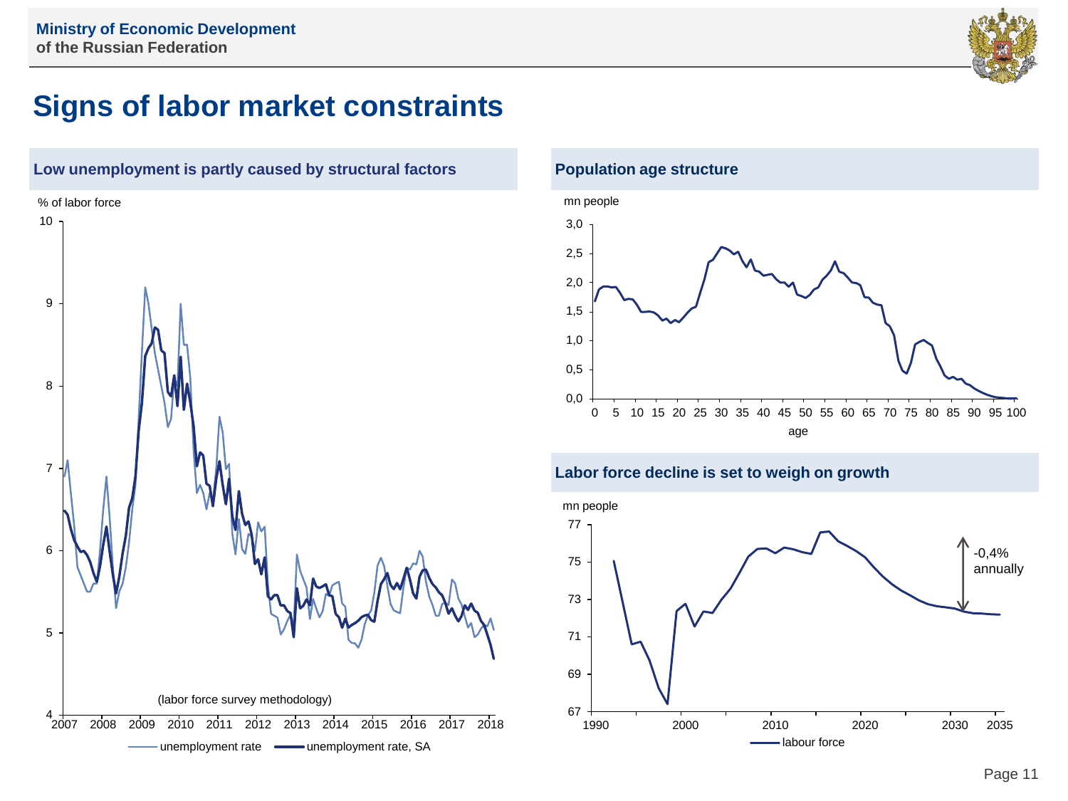# Signs of labor market constraints

## Low unemployment is partly caused by structural factors

% of labor force

(labor force survey methodology)

unemployment rate — unemployment rate, SA

## Population age structure

mn people

age

## Labor force decline is set to weigh on growth

mn people

-0,4% annually

labour force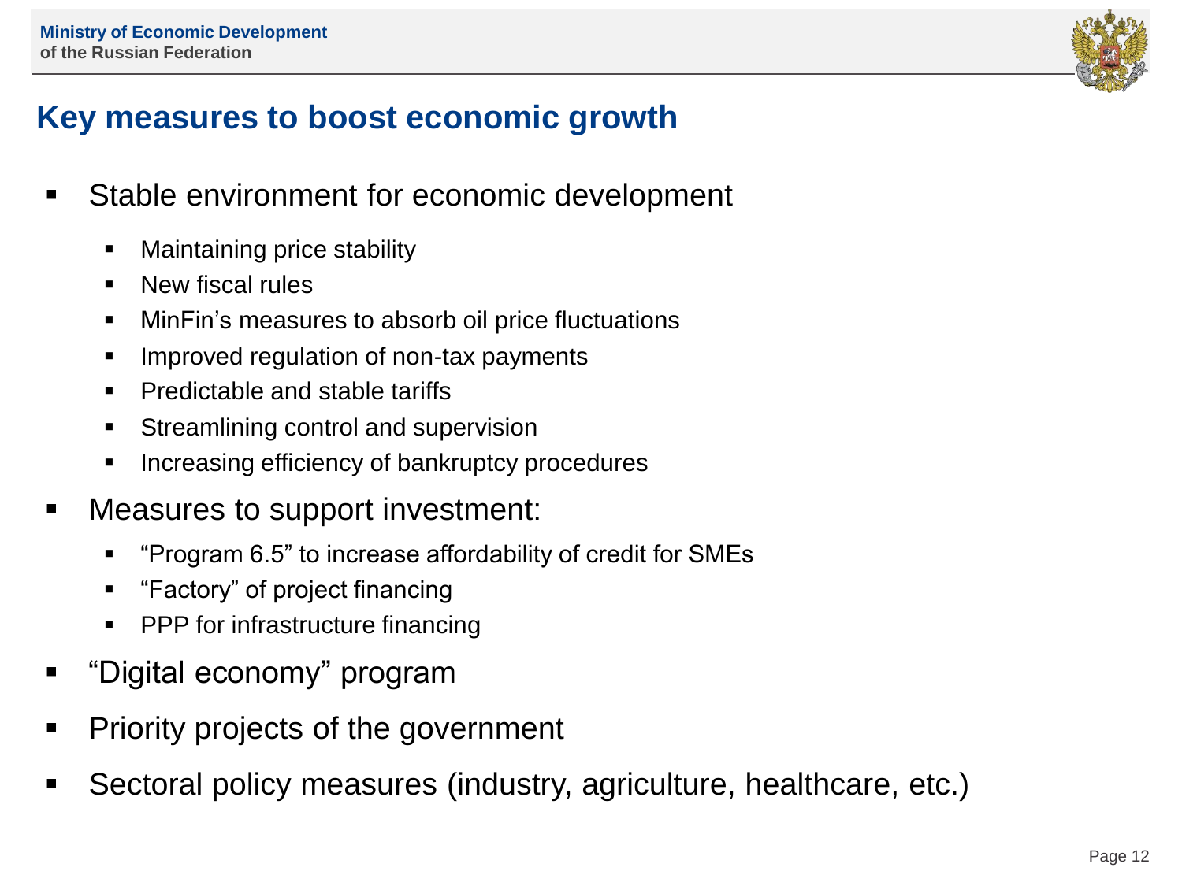# Key measures to boost economic growth

- Stable environment for economic development
  - Maintaining price stability
  - New fiscal rules
  - MinFin's measures to absorb oil price fluctuations
  - Improved regulation of non-tax payments
  - Predictable and stable tariffs
  - Streamlining control and supervision
  - Increasing efficiency of bankruptcy procedures
- Measures to support investment:
  - "Program 6.5" to increase affordability of credit for SMEs
  - "Factory" of project financing
  - PPP for infrastructure financing
- "Digital economy" program
- Priority projects of the government
- Sectoral policy measures (industry, agriculture, healthcare, etc.)